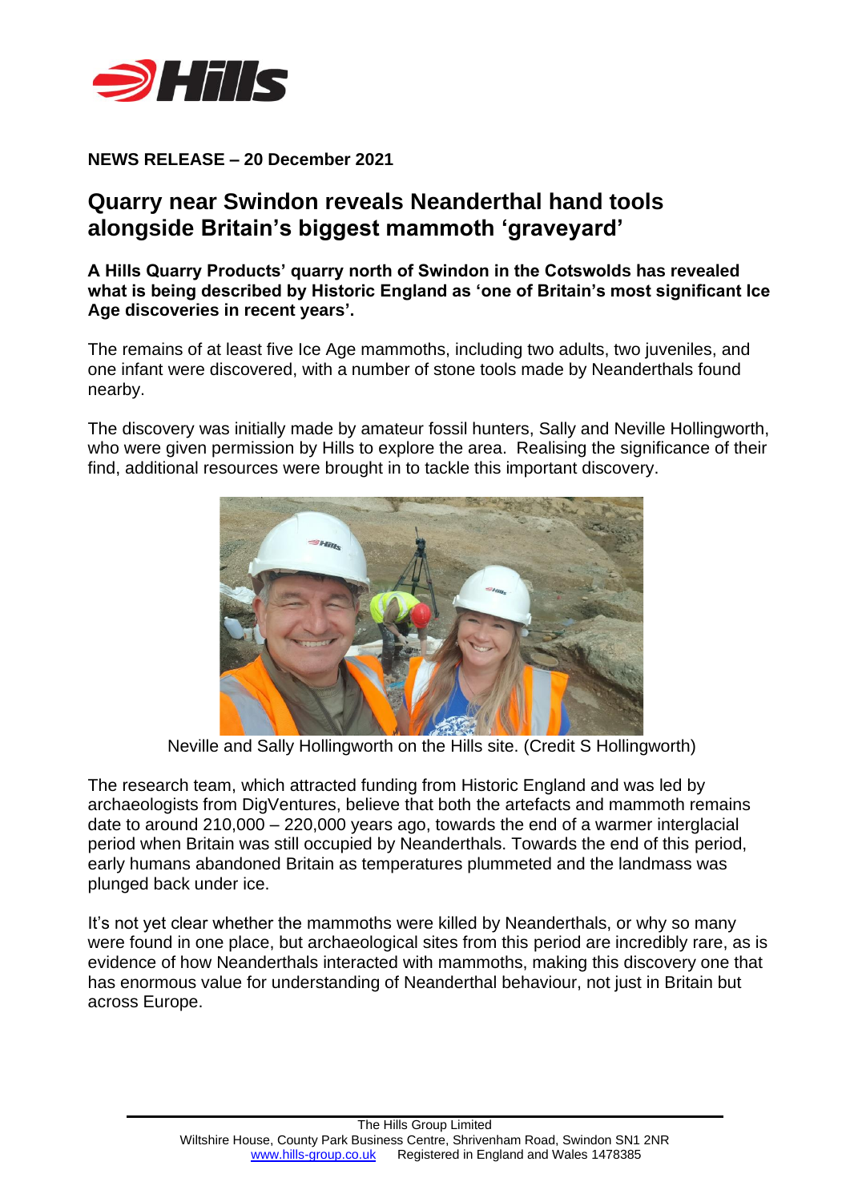**NEWS RELEASE – 20 December 2021**

# Quarry near Swindon reveals Neanderthal hand tools alongside Britain's biggest mammoth 'graveyard'

**A Hills Quarry Products' quarry north of Swindon in the Cotswolds has revealed what is being described by Historic England as 'one of Britain's most significant Ice Age discoveries in recent years'.**

The remains of at least five Ice Age mammoths, including two adults, two juveniles, and one infant were discovered, with a number of stone tools made by Neanderthals found nearby.

The discovery was initially made by amateur fossil hunters, Sally and Neville Hollingworth, who were given permission by Hills to explore the area. Realising the significance of their find, additional resources were brought in to tackle this important discovery.

Neville and Sally Hollingworth on the Hills site. (Credit S Hollingworth)

The research team, which attracted funding from Historic England and was led by archaeologists from DigVentures, believe that both the artefacts and mammoth remains date to around 210,000 – 220,000 years ago, towards the end of a warmer interglacial period when Britain was still occupied by Neanderthals. Towards the end of this period, early humans abandoned Britain as temperatures plummeted and the landmass was plunged back under ice.

It's not yet clear whether the mammoths were killed by Neanderthals, or why so many were found in one place, but archaeological sites from this period are incredibly rare, as is evidence of how Neanderthals interacted with mammoths, making this discovery one that has enormous value for understanding of Neanderthal behaviour, not just in Britain but across Europe.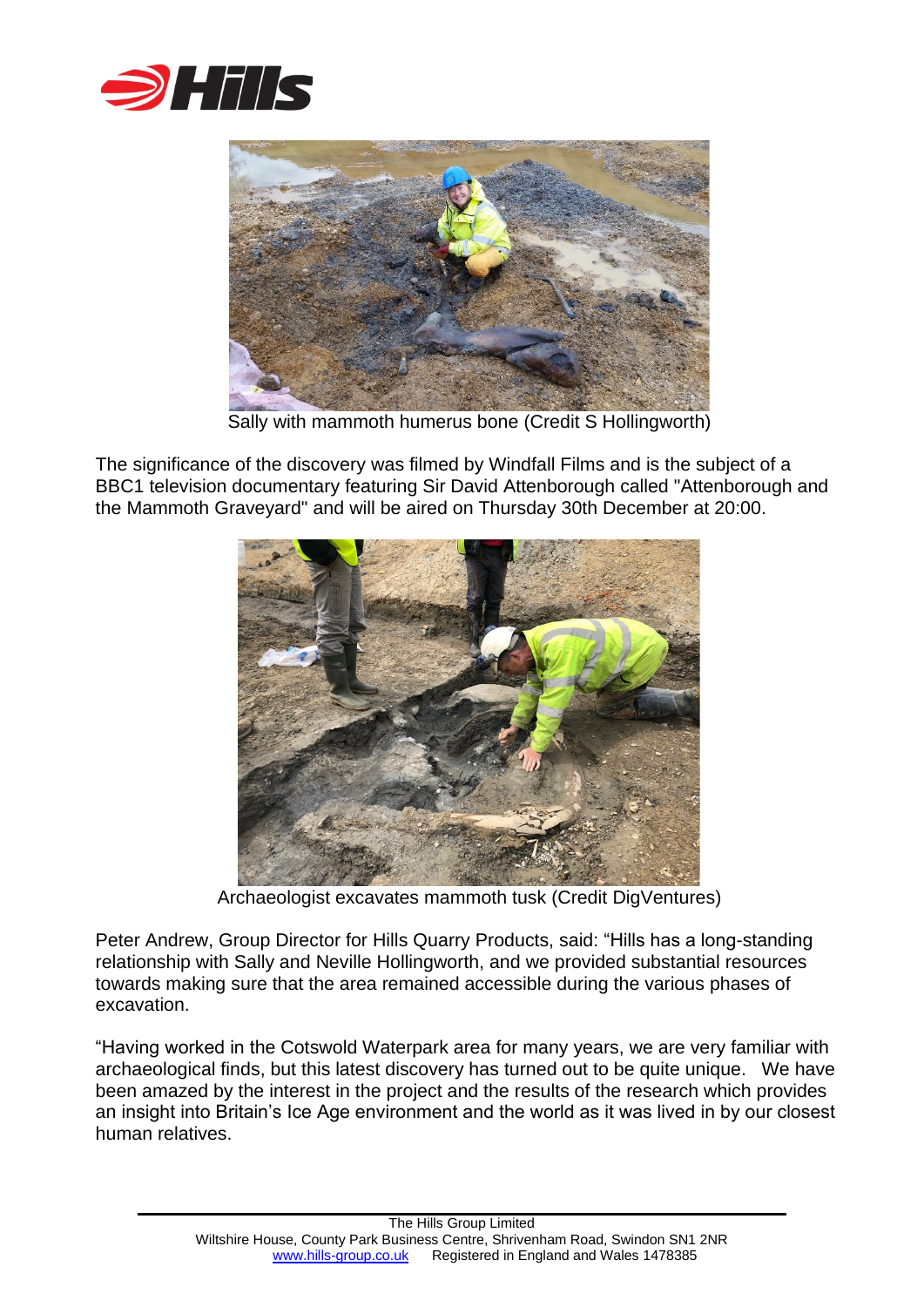Sally with mammoth humerus bone (Credit S Hollingworth)

The significance of the discovery was filmed by Windfall Films and is the subject of a BBC1 television documentary featuring Sir David Attenborough called "Attenborough and the Mammoth Graveyard" and will be aired on Thursday 30th December at 20:00.

Archaeologist excavates mammoth tusk (Credit DigVentures)

Peter Andrew, Group Director for Hills Quarry Products, said: "Hills has a long-standing relationship with Sally and Neville Hollingworth, and we provided substantial resources towards making sure that the area remained accessible during the various phases of excavation.

"Having worked in the Cotswold Waterpark area for many years, we are very familiar with archaeological finds, but this latest discovery has turned out to be quite unique. We have been amazed by the interest in the project and the results of the research which provides an insight into Britain's Ice Age environment and the world as it was lived in by our closest human relatives.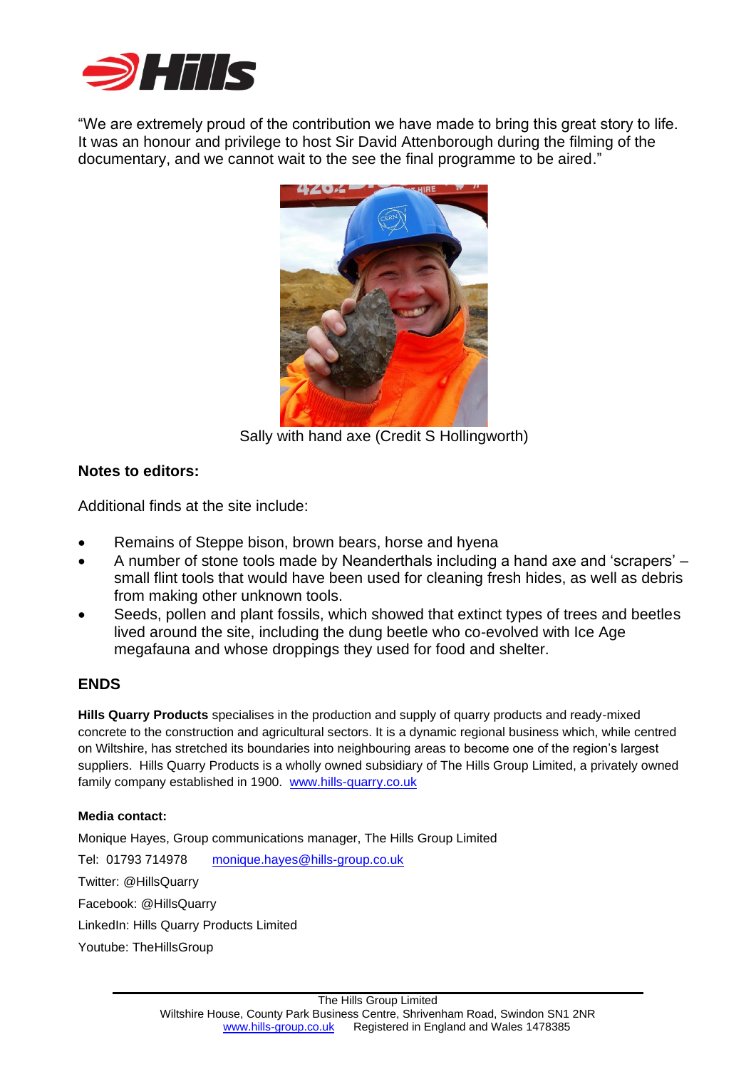"We are extremely proud of the contribution we have made to bring this great story to life. It was an honour and privilege to host Sir David Attenborough during the filming of the documentary, and we cannot wait to the see the final programme to be aired."

Sally with hand axe (Credit S Hollingworth)

## Notes to editors:

Additional finds at the site include:

- Remains of Steppe bison, brown bears, horse and hyena
- A number of stone tools made by Neanderthals including a hand axe and 'scrapers' – small flint tools that would have been used for cleaning fresh hides, as well as debris from making other unknown tools.
- Seeds, pollen and plant fossils, which showed that extinct types of trees and beetles lived around the site, including the dung beetle who co-evolved with Ice Age megafauna and whose droppings they used for food and shelter.

## ENDS

**Hills Quarry Products** specialises in the production and supply of quarry products and ready-mixed concrete to the construction and agricultural sectors. It is a dynamic regional business which, while centred on Wiltshire, has stretched its boundaries into neighbouring areas to become one of the region's largest suppliers. Hills Quarry Products is a wholly owned subsidiary of The Hills Group Limited, a privately owned family company established in 1900. www.hills-quarry.co.uk

**Media contact:**

Monique Hayes, Group communications manager, The Hills Group Limited

Tel: 01793 714978 monique.hayes@hills-group.co.uk

Twitter: @HillsQuarry

Facebook: @HillsQuarry

LinkedIn: Hills Quarry Products Limited

Youtube: TheHillsGroup

The Hills Group Limited
Wiltshire House, County Park Business Centre, Shrivenham Road, Swindon SN1 2NR
www.hills-group.co.uk Registered in England and Wales 1478385